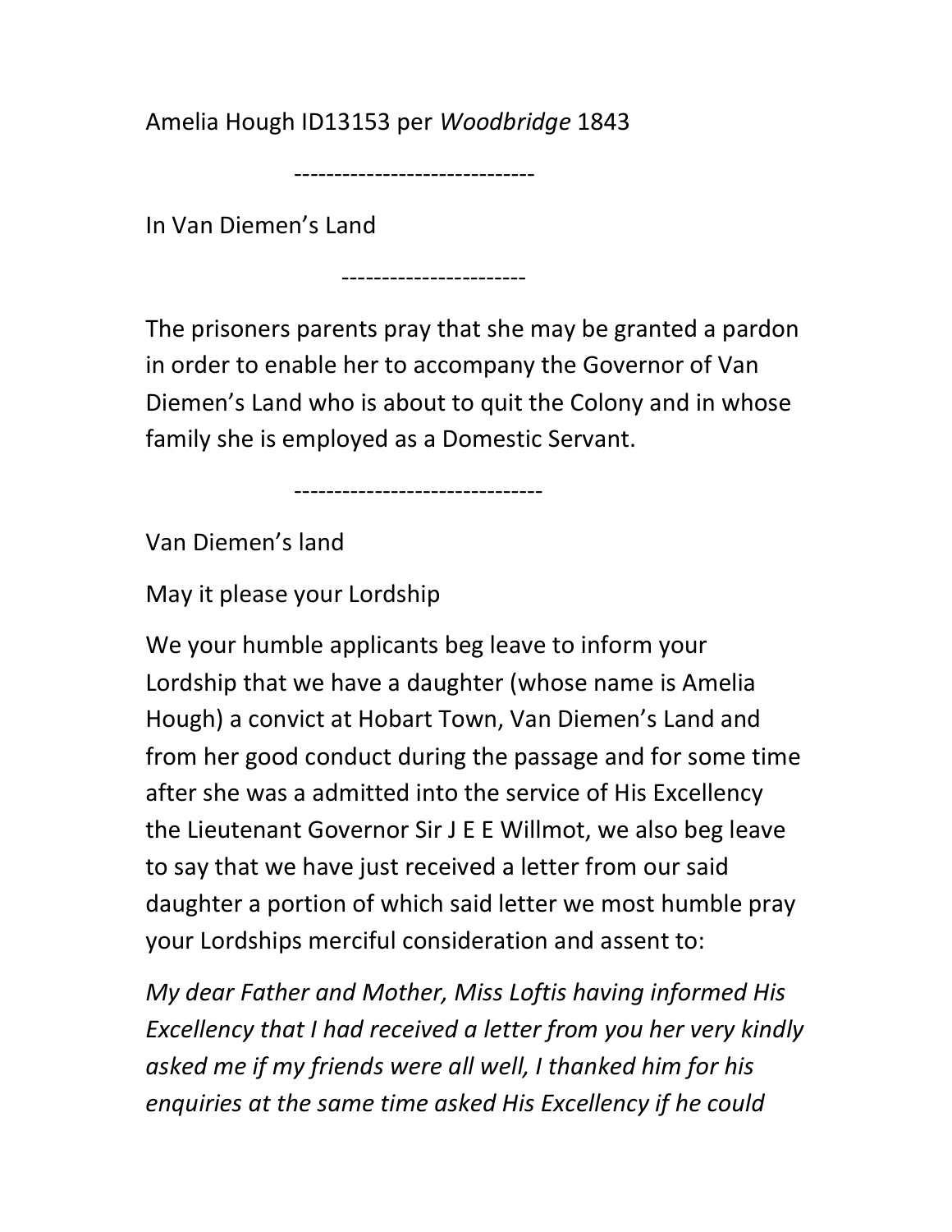Amelia Hough ID13153 per *Woodbridge* 1843

------------------------------

In Van Diemen's Land

-----------------------

The prisoners parents pray that she may be granted a pardon in order to enable her to accompany the Governor of Van Diemen's Land who is about to quit the Colony and in whose family she is employed as a Domestic Servant.

-------------------------------

Van Diemen's land

May it please your Lordship

We your humble applicants beg leave to inform your Lordship that we have a daughter (whose name is Amelia Hough) a convict at Hobart Town, Van Diemen's Land and from her good conduct during the passage and for some time after she was a admitted into the service of His Excellency the Lieutenant Governor Sir J E E Willmot, we also beg leave to say that we have just received a letter from our said daughter a portion of which said letter we most humble pray your Lordships merciful consideration and assent to:

*My dear Father and Mother, Miss Loftis having informed His Excellency that I had received a letter from you her very kindly asked me if my friends were all well, I thanked him for his enquiries at the same time asked His Excellency if he could*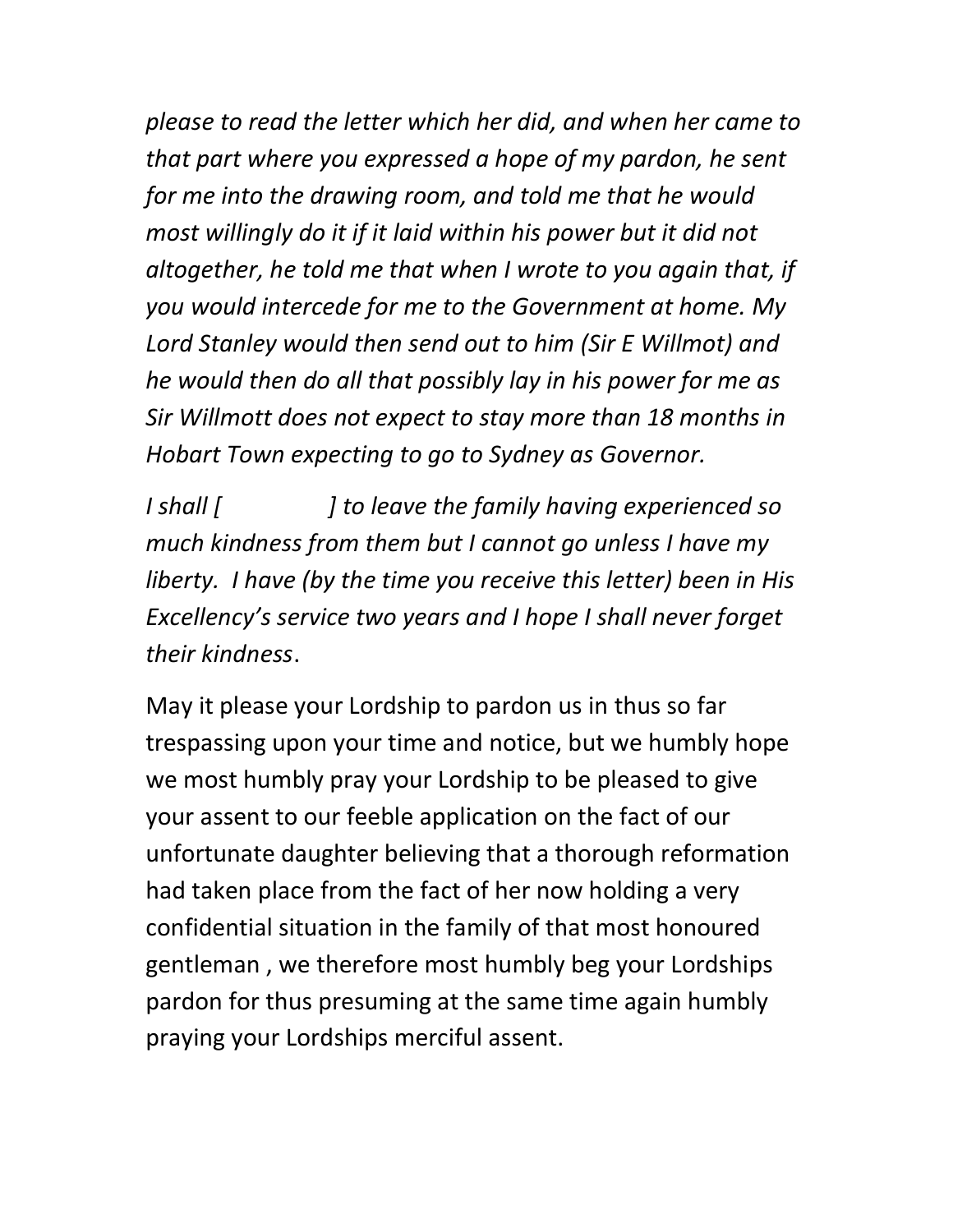*please to read the letter which her did, and when her came to that part where you expressed a hope of my pardon, he sent for me into the drawing room, and told me that he would most willingly do it if it laid within his power but it did not altogether, he told me that when I wrote to you again that, if you would intercede for me to the Government at home. My Lord Stanley would then send out to him (Sir E Willmot) and he would then do all that possibly lay in his power for me as Sir Willmott does not expect to stay more than 18 months in Hobart Town expecting to go to Sydney as Governor.*

*I shall [ ] to leave the family having experienced so much kindness from them but I cannot go unless I have my liberty. I have (by the time you receive this letter) been in His Excellency's service two years and I hope I shall never forget their kindness*.

May it please your Lordship to pardon us in thus so far trespassing upon your time and notice, but we humbly hope we most humbly pray your Lordship to be pleased to give your assent to our feeble application on the fact of our unfortunate daughter believing that a thorough reformation had taken place from the fact of her now holding a very confidential situation in the family of that most honoured gentleman , we therefore most humbly beg your Lordships pardon for thus presuming at the same time again humbly praying your Lordships merciful assent.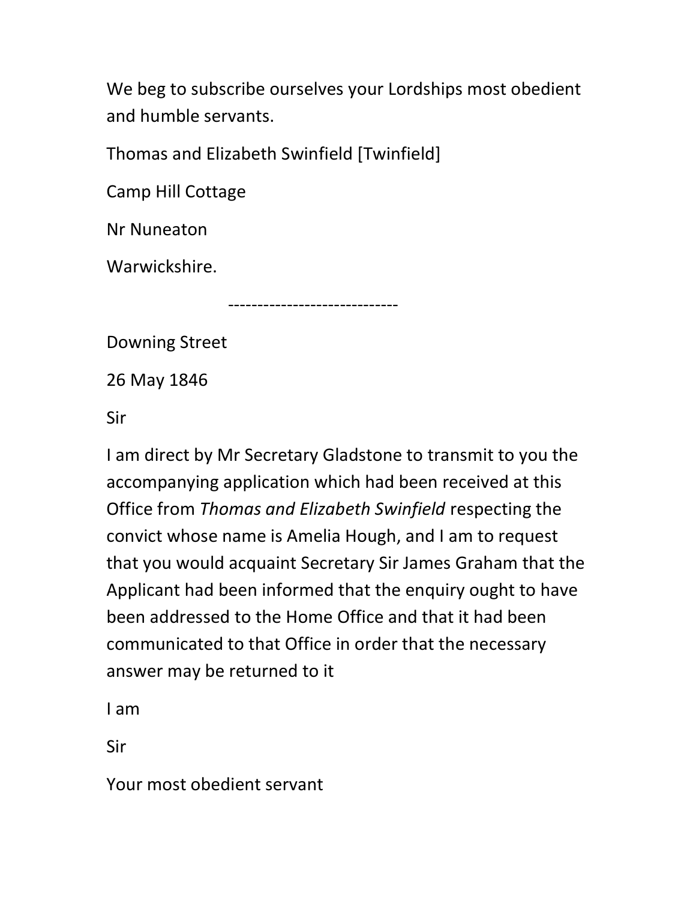We beg to subscribe ourselves your Lordships most obedient and humble servants.

Thomas and Elizabeth Swinfield [Twinfield]

Camp Hill Cottage

Nr Nuneaton

Warwickshire.

-----------------------------

Downing Street

26 May 1846

Sir

I am direct by Mr Secretary Gladstone to transmit to you the accompanying application which had been received at this Office from *Thomas and Elizabeth Swinfield* respecting the convict whose name is Amelia Hough, and I am to request that you would acquaint Secretary Sir James Graham that the Applicant had been informed that the enquiry ought to have been addressed to the Home Office and that it had been communicated to that Office in order that the necessary answer may be returned to it

I am

Sir

Your most obedient servant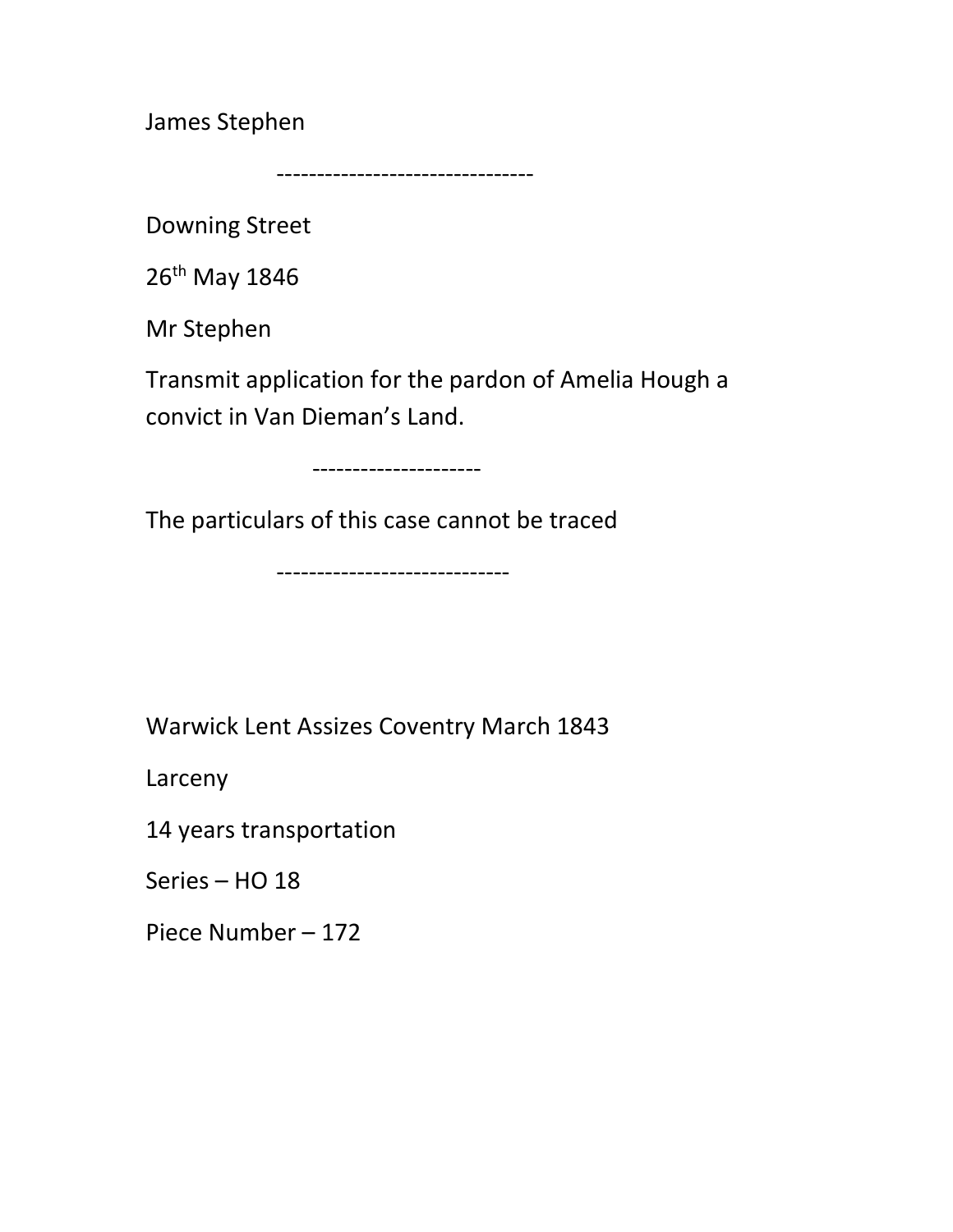James Stephen

--------------------------------

Downing Street

26th May 1846

Mr Stephen

Transmit application for the pardon of Amelia Hough a convict in Van Dieman's Land.

---------------------

The particulars of this case cannot be traced

-----------------------------

Warwick Lent Assizes Coventry March 1843

Larceny

14 years transportation

Series – HO 18

Piece Number – 172